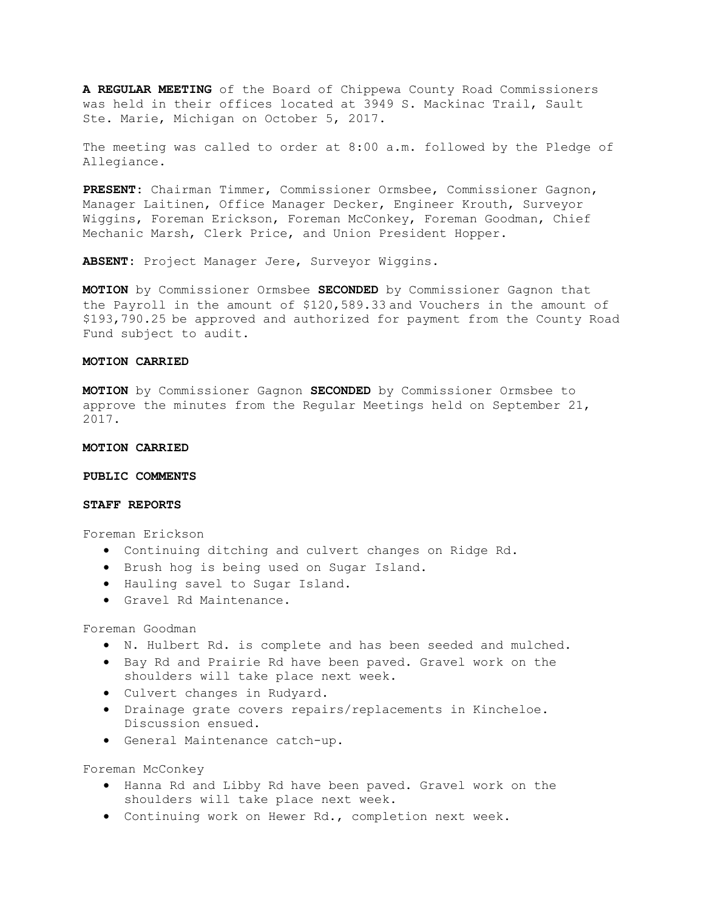**A REGULAR MEETING** of the Board of Chippewa County Road Commissioners was held in their offices located at 3949 S. Mackinac Trail, Sault Ste. Marie, Michigan on October 5, 2017.

The meeting was called to order at 8:00 a.m. followed by the Pledge of Allegiance.

**PRESENT**: Chairman Timmer, Commissioner Ormsbee, Commissioner Gagnon, Manager Laitinen, Office Manager Decker, Engineer Krouth, Surveyor Wiggins, Foreman Erickson, Foreman McConkey, Foreman Goodman, Chief Mechanic Marsh, Clerk Price, and Union President Hopper.

**ABSENT**: Project Manager Jere, Surveyor Wiggins.

**MOTION** by Commissioner Ormsbee **SECONDED** by Commissioner Gagnon that the Payroll in the amount of $120,589.33 and Vouchers in the amount of $193,790.25 be approved and authorized for payment from the County Road Fund subject to audit.

**MOTION CARRIED**

**MOTION** by Commissioner Gagnon **SECONDED** by Commissioner Ormsbee to approve the minutes from the Regular Meetings held on September 21, 2017.

**MOTION CARRIED**

**PUBLIC COMMENTS**

**STAFF REPORTS**

Foreman Erickson

- Continuing ditching and culvert changes on Ridge Rd.
- Brush hog is being used on Sugar Island.
- Hauling savel to Sugar Island.
- Gravel Rd Maintenance.

Foreman Goodman

- N. Hulbert Rd. is complete and has been seeded and mulched.
- Bay Rd and Prairie Rd have been paved. Gravel work on the shoulders will take place next week.
- Culvert changes in Rudyard.
- Drainage grate covers repairs/replacements in Kincheloe. Discussion ensued.
- General Maintenance catch-up.

Foreman McConkey

- Hanna Rd and Libby Rd have been paved. Gravel work on the shoulders will take place next week.
- Continuing work on Hewer Rd., completion next week.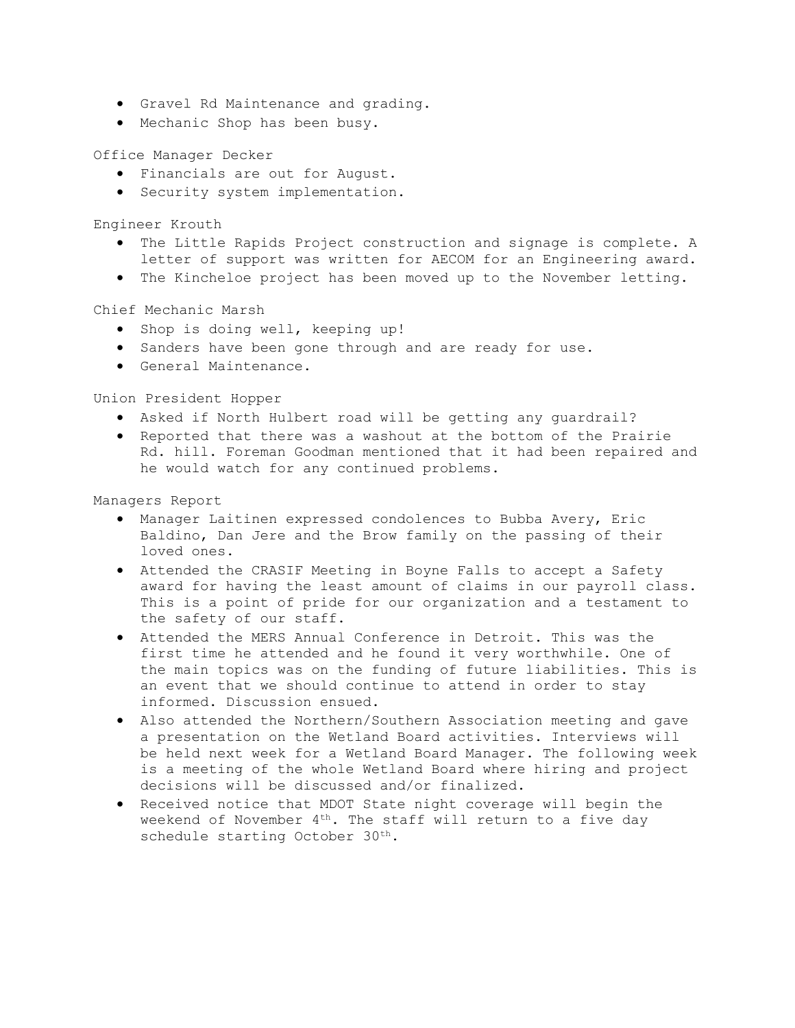- Gravel Rd Maintenance and grading.
- Mechanic Shop has been busy.

Office Manager Decker

- Financials are out for August.
- Security system implementation.

Engineer Krouth

- The Little Rapids Project construction and signage is complete. A letter of support was written for AECOM for an Engineering award.
- The Kincheloe project has been moved up to the November letting.

Chief Mechanic Marsh

- Shop is doing well, keeping up!
- Sanders have been gone through and are ready for use.
- General Maintenance.

Union President Hopper

- Asked if North Hulbert road will be getting any guardrail?
- Reported that there was a washout at the bottom of the Prairie Rd. hill. Foreman Goodman mentioned that it had been repaired and he would watch for any continued problems.

Managers Report

- Manager Laitinen expressed condolences to Bubba Avery, Eric Baldino, Dan Jere and the Brow family on the passing of their loved ones.
- Attended the CRASIF Meeting in Boyne Falls to accept a Safety award for having the least amount of claims in our payroll class. This is a point of pride for our organization and a testament to the safety of our staff.
- Attended the MERS Annual Conference in Detroit. This was the first time he attended and he found it very worthwhile. One of the main topics was on the funding of future liabilities. This is an event that we should continue to attend in order to stay informed. Discussion ensued.
- Also attended the Northern/Southern Association meeting and gave a presentation on the Wetland Board activities. Interviews will be held next week for a Wetland Board Manager. The following week is a meeting of the whole Wetland Board where hiring and project decisions will be discussed and/or finalized.
- Received notice that MDOT State night coverage will begin the weekend of November 4th. The staff will return to a five day schedule starting October 30th.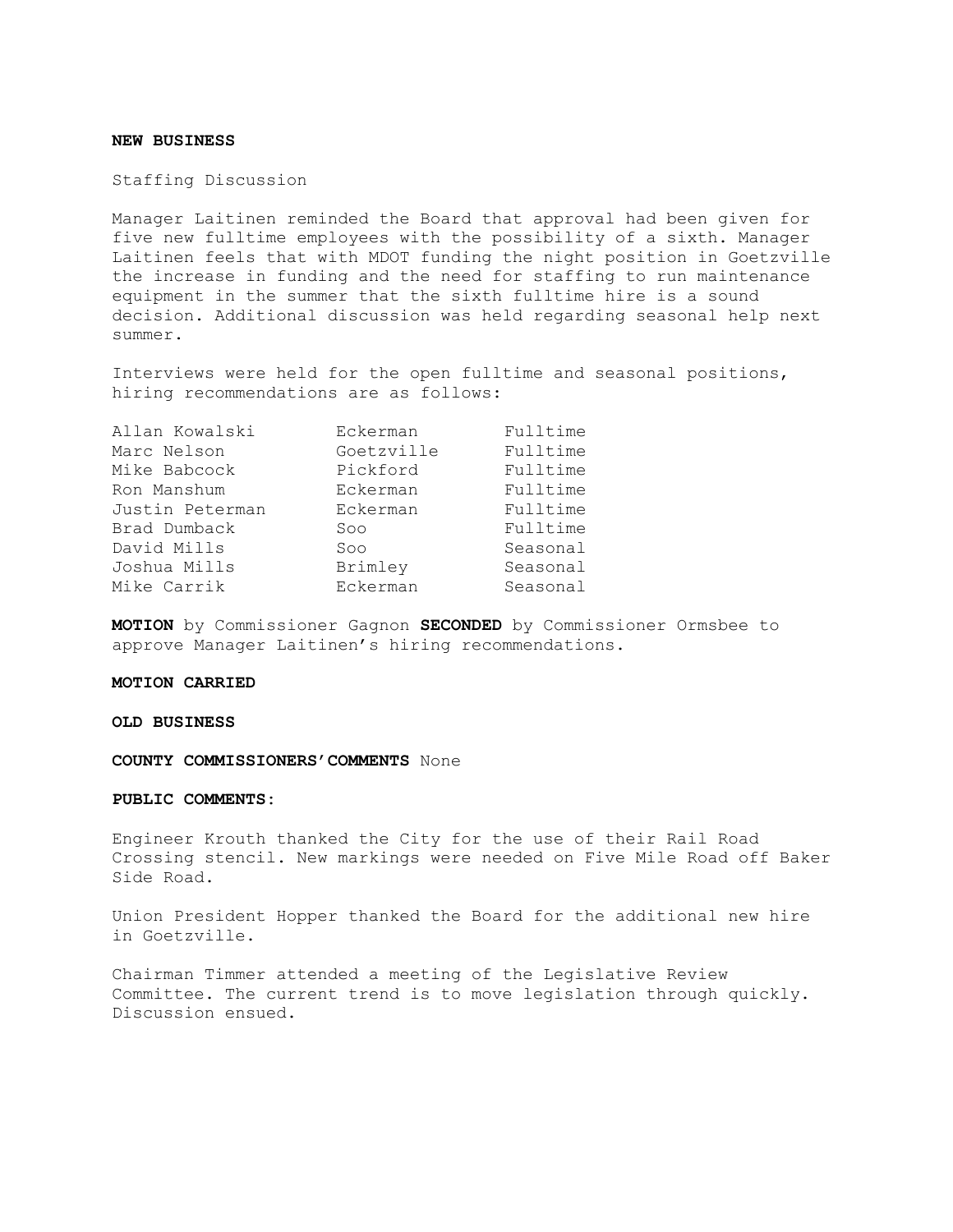**NEW BUSINESS**

Staffing Discussion

Manager Laitinen reminded the Board that approval had been given for five new fulltime employees with the possibility of a sixth. Manager Laitinen feels that with MDOT funding the night position in Goetzville the increase in funding and the need for staffing to run maintenance equipment in the summer that the sixth fulltime hire is a sound decision. Additional discussion was held regarding seasonal help next summer.

Interviews were held for the open fulltime and seasonal positions, hiring recommendations are as follows:

| | | |
|---|---|---|
| Allan Kowalski | Eckerman | Fulltime |
| Marc Nelson | Goetzville | Fulltime |
| Mike Babcock | Pickford | Fulltime |
| Ron Manshum | Eckerman | Fulltime |
| Justin Peterman | Eckerman | Fulltime |
| Brad Dumback | Soo | Fulltime |
| David Mills | Soo | Seasonal |
| Joshua Mills | Brimley | Seasonal |
| Mike Carrik | Eckerman | Seasonal |

**MOTION** by Commissioner Gagnon **SECONDED** by Commissioner Ormsbee to approve Manager Laitinen's hiring recommendations.

**MOTION CARRIED**

**OLD BUSINESS**

**COUNTY COMMISSIONERS'COMMENTS** None

**PUBLIC COMMENTS:**

Engineer Krouth thanked the City for the use of their Rail Road Crossing stencil. New markings were needed on Five Mile Road off Baker Side Road.

Union President Hopper thanked the Board for the additional new hire in Goetzville.

Chairman Timmer attended a meeting of the Legislative Review Committee. The current trend is to move legislation through quickly. Discussion ensued.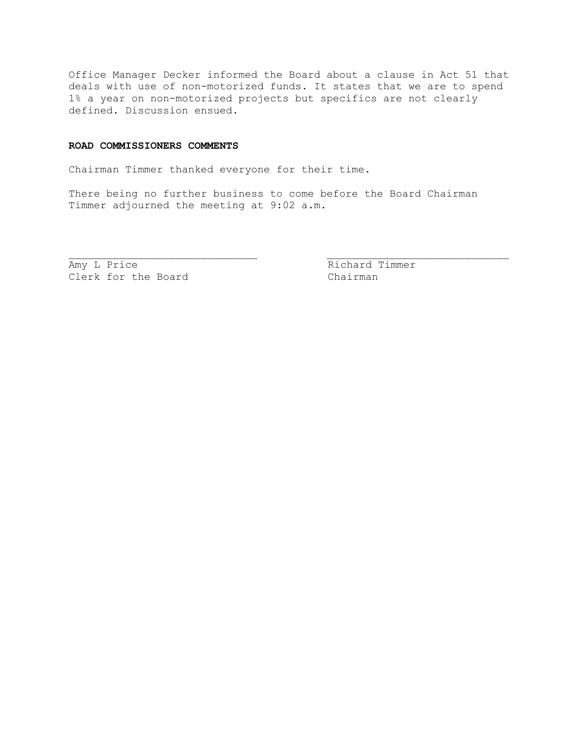Office Manager Decker informed the Board about a clause in Act 51 that deals with use of non-motorized funds. It states that we are to spend 1% a year on non-motorized projects but specifics are not clearly defined. Discussion ensued.

**ROAD COMMISSIONERS COMMENTS**

Chairman Timmer thanked everyone for their time.

There being no further business to come before the Board Chairman Timmer adjourned the meeting at 9:02 a.m.

| | |
|---|---|
| ______________________________ | ______________________________ |
| Amy L Price | Richard Timmer |
| Clerk for the Board | Chairman |